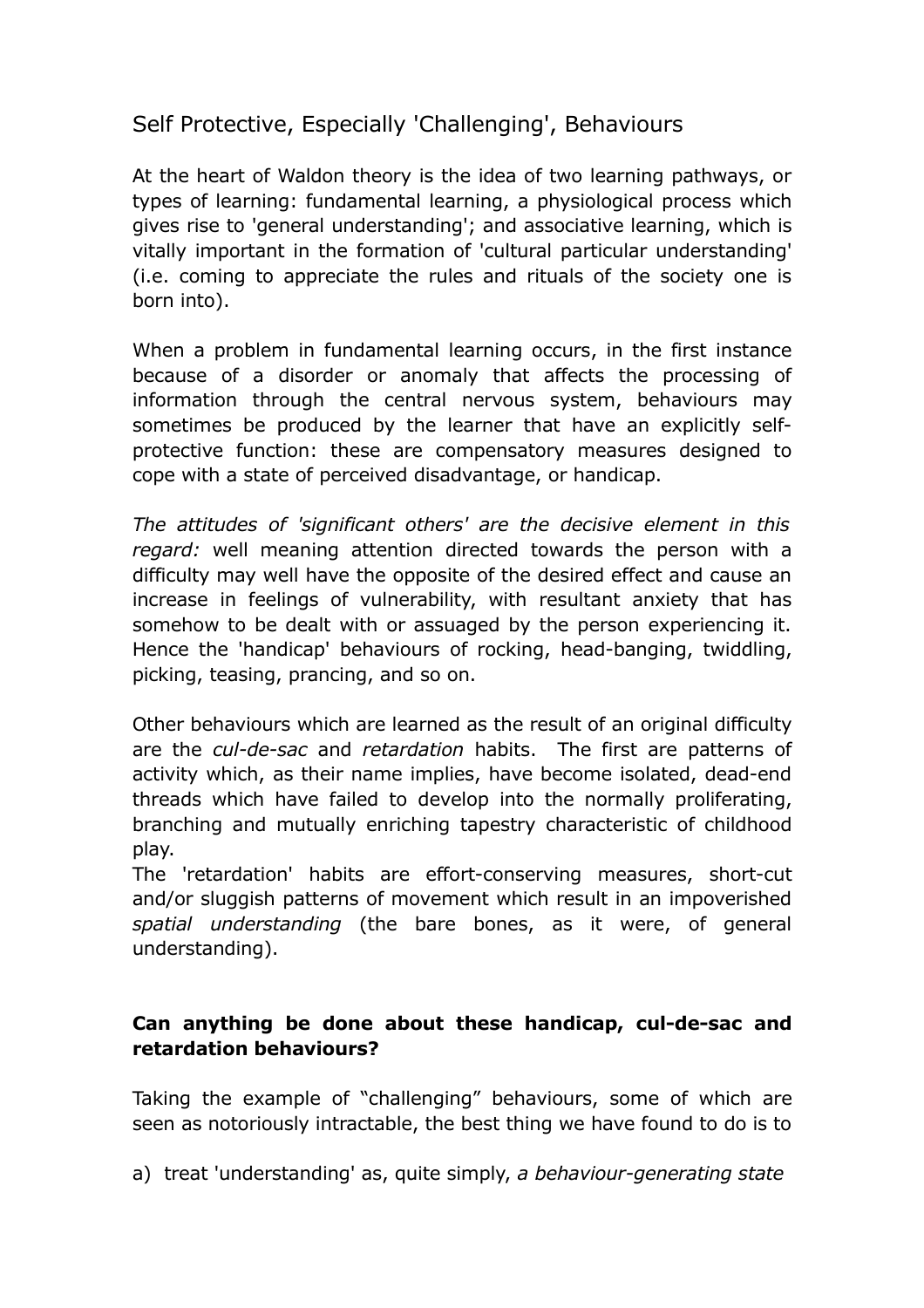# Self Protective, Especially 'Challenging', Behaviours

At the heart of Waldon theory is the idea of two learning pathways, or types of learning: fundamental learning, a physiological process which gives rise to 'general understanding'; and associative learning, which is vitally important in the formation of 'cultural particular understanding' (i.e. coming to appreciate the rules and rituals of the society one is born into).

When a problem in fundamental learning occurs, in the first instance because of a disorder or anomaly that affects the processing of information through the central nervous system, behaviours may sometimes be produced by the learner that have an explicitly self-protective function: these are compensatory measures designed to cope with a state of perceived disadvantage, or handicap.

*The attitudes of 'significant others' are the decisive element in this regard:* well meaning attention directed towards the person with a difficulty may well have the opposite of the desired effect and cause an increase in feelings of vulnerability, with resultant anxiety that has somehow to be dealt with or assuaged by the person experiencing it. Hence the 'handicap' behaviours of rocking, head-banging, twiddling, picking, teasing, prancing, and so on.

Other behaviours which are learned as the result of an original difficulty are the *cul-de-sac* and *retardation* habits. The first are patterns of activity which, as their name implies, have become isolated, dead-end threads which have failed to develop into the normally proliferating, branching and mutually enriching tapestry characteristic of childhood play.
The 'retardation' habits are effort-conserving measures, short-cut and/or sluggish patterns of movement which result in an impoverished *spatial understanding* (the bare bones, as it were, of general understanding).

**Can anything be done about these handicap, cul-de-sac and retardation behaviours?**

Taking the example of "challenging" behaviours, some of which are seen as notoriously intractable, the best thing we have found to do is to

a) treat 'understanding' as, quite simply, *a behaviour-generating state*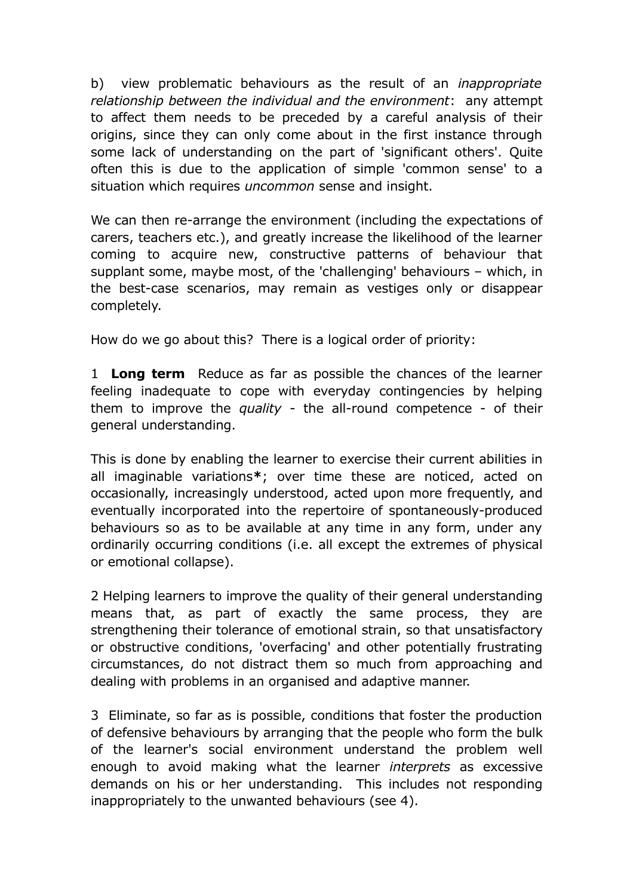b) view problematic behaviours as the result of an *inappropriate relationship between the individual and the environment*: any attempt to affect them needs to be preceded by a careful analysis of their origins, since they can only come about in the first instance through some lack of understanding on the part of 'significant others'. Quite often this is due to the application of simple 'common sense' to a situation which requires *uncommon* sense and insight.

We can then re-arrange the environment (including the expectations of carers, teachers etc.), and greatly increase the likelihood of the learner coming to acquire new, constructive patterns of behaviour that supplant some, maybe most, of the 'challenging' behaviours – which, in the best-case scenarios, may remain as vestiges only or disappear completely.

How do we go about this? There is a logical order of priority:

1 **Long term** Reduce as far as possible the chances of the learner feeling inadequate to cope with everyday contingencies by helping them to improve the *quality* - the all-round competence - of their general understanding.

This is done by enabling the learner to exercise their current abilities in all imaginable variations**\***; over time these are noticed, acted on occasionally, increasingly understood, acted upon more frequently, and eventually incorporated into the repertoire of spontaneously-produced behaviours so as to be available at any time in any form, under any ordinarily occurring conditions (i.e. all except the extremes of physical or emotional collapse).

2 Helping learners to improve the quality of their general understanding means that, as part of exactly the same process, they are strengthening their tolerance of emotional strain, so that unsatisfactory or obstructive conditions, 'overfacing' and other potentially frustrating circumstances, do not distract them so much from approaching and dealing with problems in an organised and adaptive manner.

3 Eliminate, so far as is possible, conditions that foster the production of defensive behaviours by arranging that the people who form the bulk of the learner's social environment understand the problem well enough to avoid making what the learner *interprets* as excessive demands on his or her understanding. This includes not responding inappropriately to the unwanted behaviours (see 4).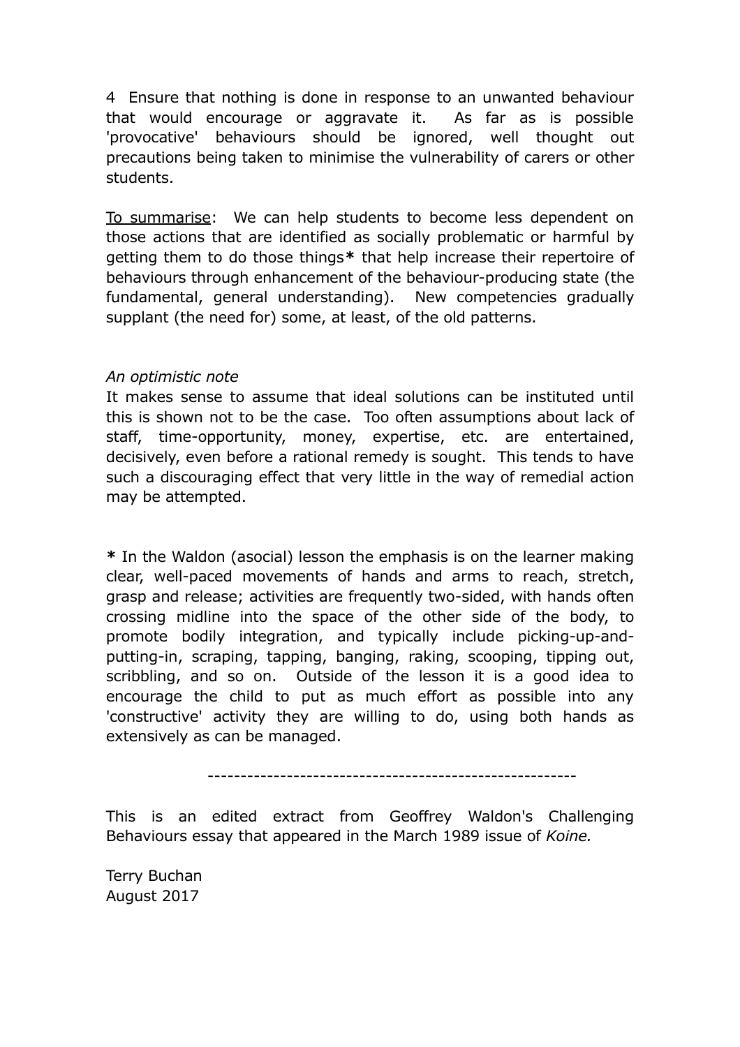4 Ensure that nothing is done in response to an unwanted behaviour that would encourage or aggravate it. As far as is possible 'provocative' behaviours should be ignored, well thought out precautions being taken to minimise the vulnerability of carers or other students.

To summarise: We can help students to become less dependent on those actions that are identified as socially problematic or harmful by getting them to do those things* that help increase their repertoire of behaviours through enhancement of the behaviour-producing state (the fundamental, general understanding). New competencies gradually supplant (the need for) some, at least, of the old patterns.

*An optimistic note*

It makes sense to assume that ideal solutions can be instituted until this is shown not to be the case. Too often assumptions about lack of staff, time-opportunity, money, expertise, etc. are entertained, decisively, even before a rational remedy is sought. This tends to have such a discouraging effect that very little in the way of remedial action may be attempted.

**\*** In the Waldon (asocial) lesson the emphasis is on the learner making clear, well-paced movements of hands and arms to reach, stretch, grasp and release; activities are frequently two-sided, with hands often crossing midline into the space of the other side of the body, to promote bodily integration, and typically include picking-up-and-putting-in, scraping, tapping, banging, raking, scooping, tipping out, scribbling, and so on. Outside of the lesson it is a good idea to encourage the child to put as much effort as possible into any 'constructive' activity they are willing to do, using both hands as extensively as can be managed.

---

This is an edited extract from Geoffrey Waldon's Challenging Behaviours essay that appeared in the March 1989 issue of *Koine.*

Terry Buchan
August 2017